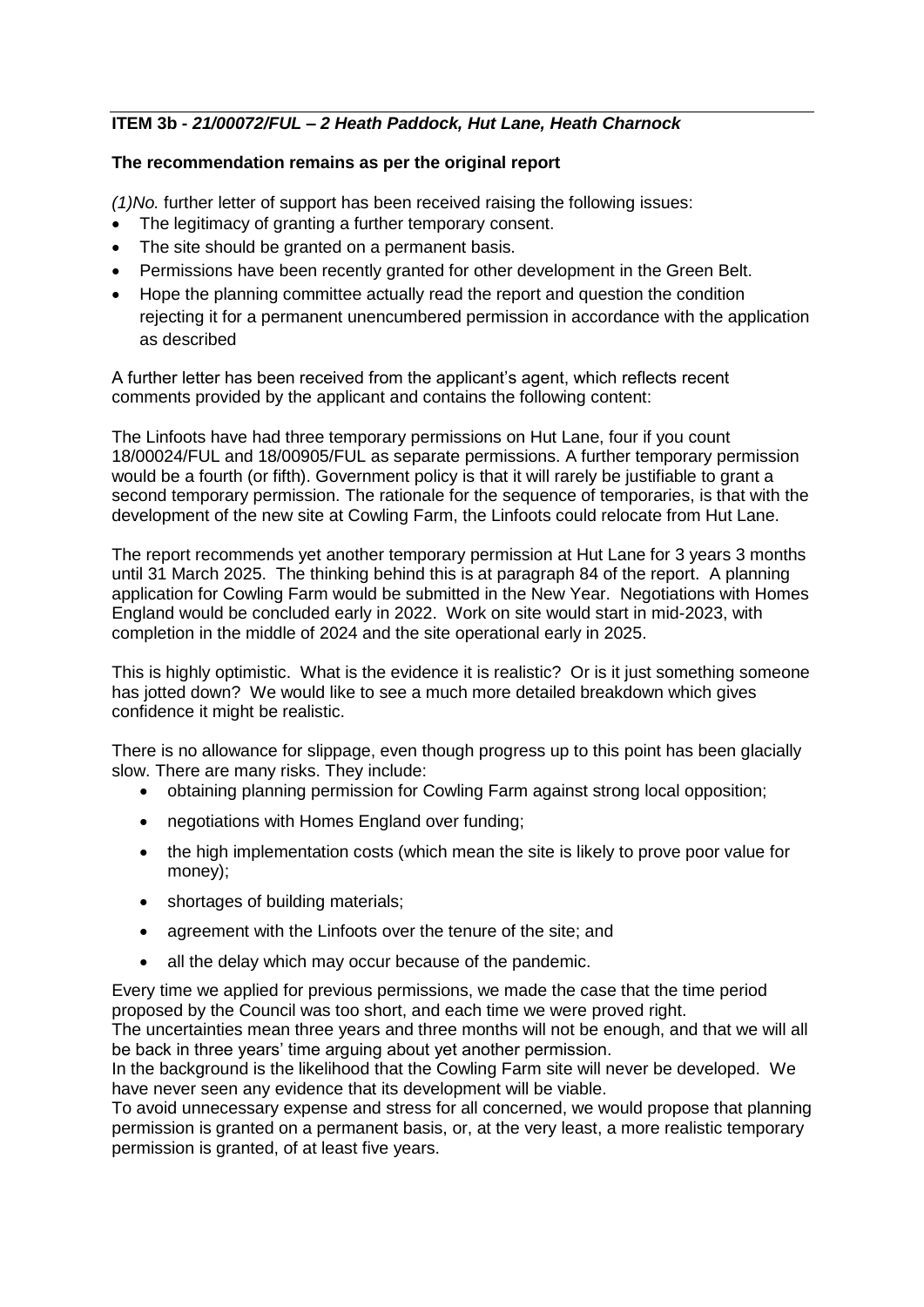**ITEM 3b -** ***21/00072/FUL – 2 Heath Paddock, Hut Lane, Heath Charnock***

**The recommendation remains as per the original report**

*(1)No.* further letter of support has been received raising the following issues:

- The legitimacy of granting a further temporary consent.
- The site should be granted on a permanent basis.
- Permissions have been recently granted for other development in the Green Belt.
- Hope the planning committee actually read the report and question the condition rejecting it for a permanent unencumbered permission in accordance with the application as described

A further letter has been received from the applicant's agent, which reflects recent comments provided by the applicant and contains the following content:

The Linfoots have had three temporary permissions on Hut Lane, four if you count 18/00024/FUL and 18/00905/FUL as separate permissions. A further temporary permission would be a fourth (or fifth). Government policy is that it will rarely be justifiable to grant a second temporary permission. The rationale for the sequence of temporaries, is that with the development of the new site at Cowling Farm, the Linfoots could relocate from Hut Lane.

The report recommends yet another temporary permission at Hut Lane for 3 years 3 months until 31 March 2025. The thinking behind this is at paragraph 84 of the report. A planning application for Cowling Farm would be submitted in the New Year. Negotiations with Homes England would be concluded early in 2022. Work on site would start in mid-2023, with completion in the middle of 2024 and the site operational early in 2025.

This is highly optimistic. What is the evidence it is realistic? Or is it just something someone has jotted down? We would like to see a much more detailed breakdown which gives confidence it might be realistic.

There is no allowance for slippage, even though progress up to this point has been glacially slow. There are many risks. They include:

- obtaining planning permission for Cowling Farm against strong local opposition;
- negotiations with Homes England over funding;
- the high implementation costs (which mean the site is likely to prove poor value for money);
- shortages of building materials;
- agreement with the Linfoots over the tenure of the site; and
- all the delay which may occur because of the pandemic.

Every time we applied for previous permissions, we made the case that the time period proposed by the Council was too short, and each time we were proved right.
The uncertainties mean three years and three months will not be enough, and that we will all be back in three years' time arguing about yet another permission.
In the background is the likelihood that the Cowling Farm site will never be developed. We have never seen any evidence that its development will be viable.
To avoid unnecessary expense and stress for all concerned, we would propose that planning permission is granted on a permanent basis, or, at the very least, a more realistic temporary permission is granted, of at least five years.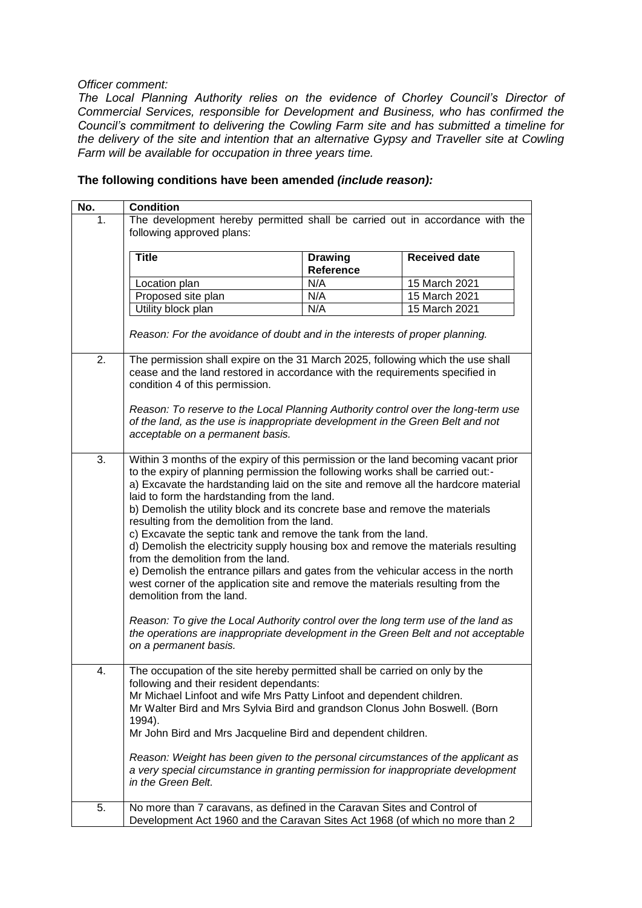*Officer comment:*

*The Local Planning Authority relies on the evidence of Chorley Council's Director of Commercial Services, responsible for Development and Business, who has confirmed the Council's commitment to delivering the Cowling Farm site and has submitted a timeline for the delivery of the site and intention that an alternative Gypsy and Traveller site at Cowling Farm will be available for occupation in three years time.*

**The following conditions have been amended *(include reason):***

| No. | Condition |
|---|---|
| 1. | The development hereby permitted shall be carried out in accordance with the following approved plans:<br><br>**Title** / **Drawing Reference** / **Received date**<br>Location plan / N/A / 15 March 2021<br>Proposed site plan / N/A / 15 March 2021<br>Utility block plan / N/A / 15 March 2021<br><br>*Reason: For the avoidance of doubt and in the interests of proper planning.* |
| 2. | The permission shall expire on the 31 March 2025, following which the use shall cease and the land restored in accordance with the requirements specified in condition 4 of this permission.<br><br>*Reason: To reserve to the Local Planning Authority control over the long-term use of the land, as the use is inappropriate development in the Green Belt and not acceptable on a permanent basis.* |
| 3. | Within 3 months of the expiry of this permission or the land becoming vacant prior to the expiry of planning permission the following works shall be carried out:-<br>a) Excavate the hardstanding laid on the site and remove all the hardcore material laid to form the hardstanding from the land.<br>b) Demolish the utility block and its concrete base and remove the materials resulting from the demolition from the land.<br>c) Excavate the septic tank and remove the tank from the land.<br>d) Demolish the electricity supply housing box and remove the materials resulting from the demolition from the land.<br>e) Demolish the entrance pillars and gates from the vehicular access in the north west corner of the application site and remove the materials resulting from the demolition from the land.<br><br>*Reason: To give the Local Authority control over the long term use of the land as the operations are inappropriate development in the Green Belt and not acceptable on a permanent basis.* |
| 4. | The occupation of the site hereby permitted shall be carried on only by the following and their resident dependants:<br>Mr Michael Linfoot and wife Mrs Patty Linfoot and dependent children.<br>Mr Walter Bird and Mrs Sylvia Bird and grandson Clonus John Boswell. (Born 1994).<br>Mr John Bird and Mrs Jacqueline Bird and dependent children.<br><br>*Reason: Weight has been given to the personal circumstances of the applicant as a very special circumstance in granting permission for inappropriate development in the Green Belt.* |
| 5. | No more than 7 caravans, as defined in the Caravan Sites and Control of Development Act 1960 and the Caravan Sites Act 1968 (of which no more than 2 |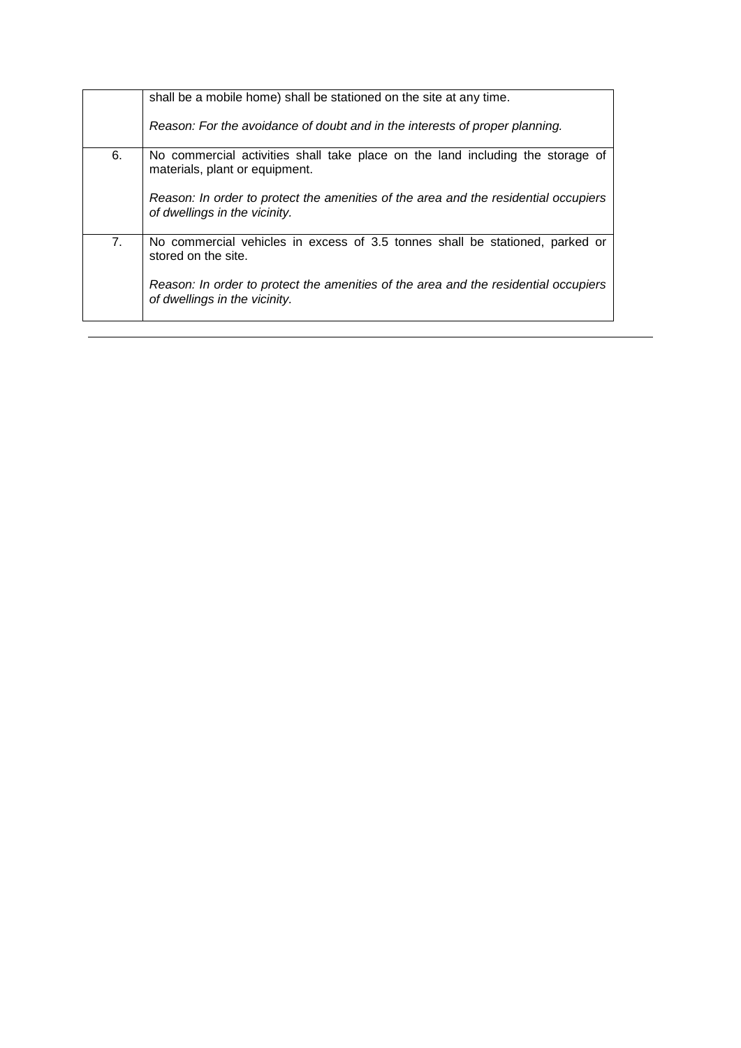| | |
|---|---|
| | shall be a mobile home) shall be stationed on the site at any time.<br><br>*Reason: For the avoidance of doubt and in the interests of proper planning.* |
| 6. | No commercial activities shall take place on the land including the storage of materials, plant or equipment.<br><br>*Reason: In order to protect the amenities of the area and the residential occupiers of dwellings in the vicinity.* |
| 7. | No commercial vehicles in excess of 3.5 tonnes shall be stationed, parked or stored on the site.<br><br>*Reason: In order to protect the amenities of the area and the residential occupiers of dwellings in the vicinity.* |